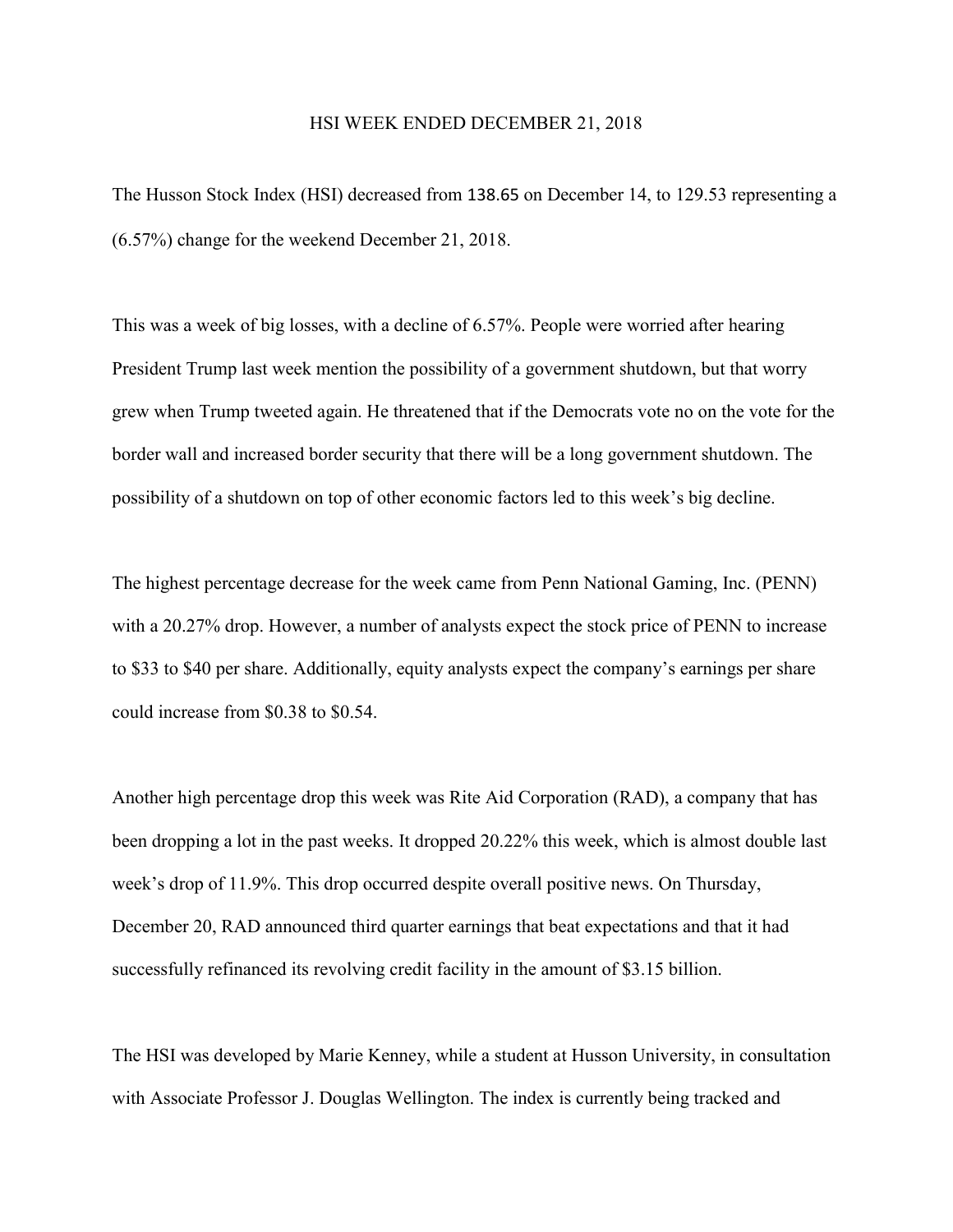# HSI WEEK ENDED DECEMBER 21, 2018

The Husson Stock Index (HSI) decreased from 138.65 on December 14, to 129.53 representing a (6.57%) change for the weekend December 21, 2018.

This was a week of big losses, with a decline of 6.57%. People were worried after hearing President Trump last week mention the possibility of a government shutdown, but that worry grew when Trump tweeted again. He threatened that if the Democrats vote no on the vote for the border wall and increased border security that there will be a long government shutdown. The possibility of a shutdown on top of other economic factors led to this week's big decline.

The highest percentage decrease for the week came from Penn National Gaming, Inc. (PENN) with a 20.27% drop. However, a number of analysts expect the stock price of PENN to increase to $33 to $40 per share. Additionally, equity analysts expect the company's earnings per share could increase from $0.38 to $0.54.

Another high percentage drop this week was Rite Aid Corporation (RAD), a company that has been dropping a lot in the past weeks. It dropped 20.22% this week, which is almost double last week's drop of 11.9%. This drop occurred despite overall positive news. On Thursday, December 20, RAD announced third quarter earnings that beat expectations and that it had successfully refinanced its revolving credit facility in the amount of $3.15 billion.

The HSI was developed by Marie Kenney, while a student at Husson University, in consultation with Associate Professor J. Douglas Wellington. The index is currently being tracked and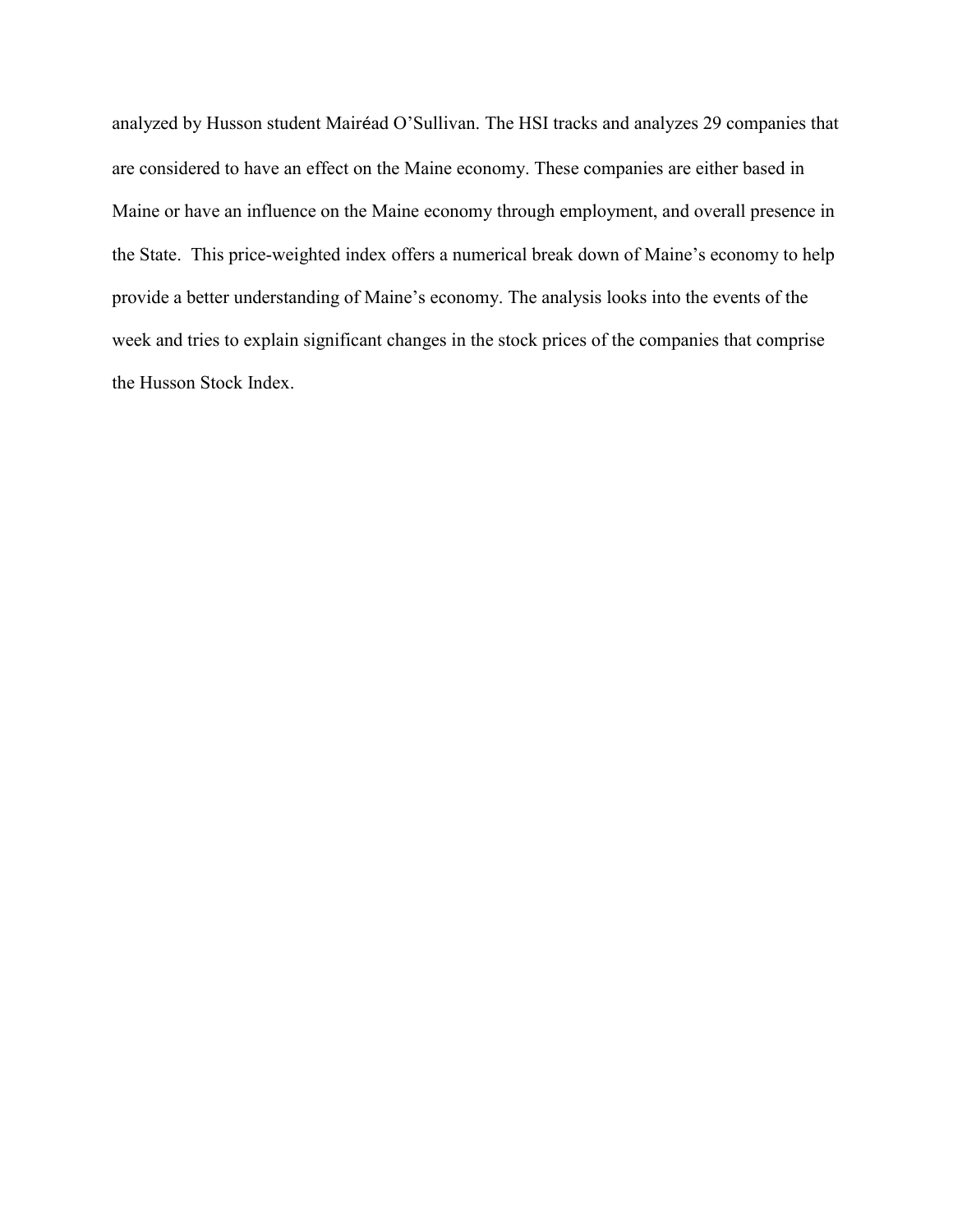analyzed by Husson student Mairéad O'Sullivan. The HSI tracks and analyzes 29 companies that are considered to have an effect on the Maine economy. These companies are either based in Maine or have an influence on the Maine economy through employment, and overall presence in the State.  This price-weighted index offers a numerical break down of Maine's economy to help provide a better understanding of Maine's economy. The analysis looks into the events of the week and tries to explain significant changes in the stock prices of the companies that comprise the Husson Stock Index.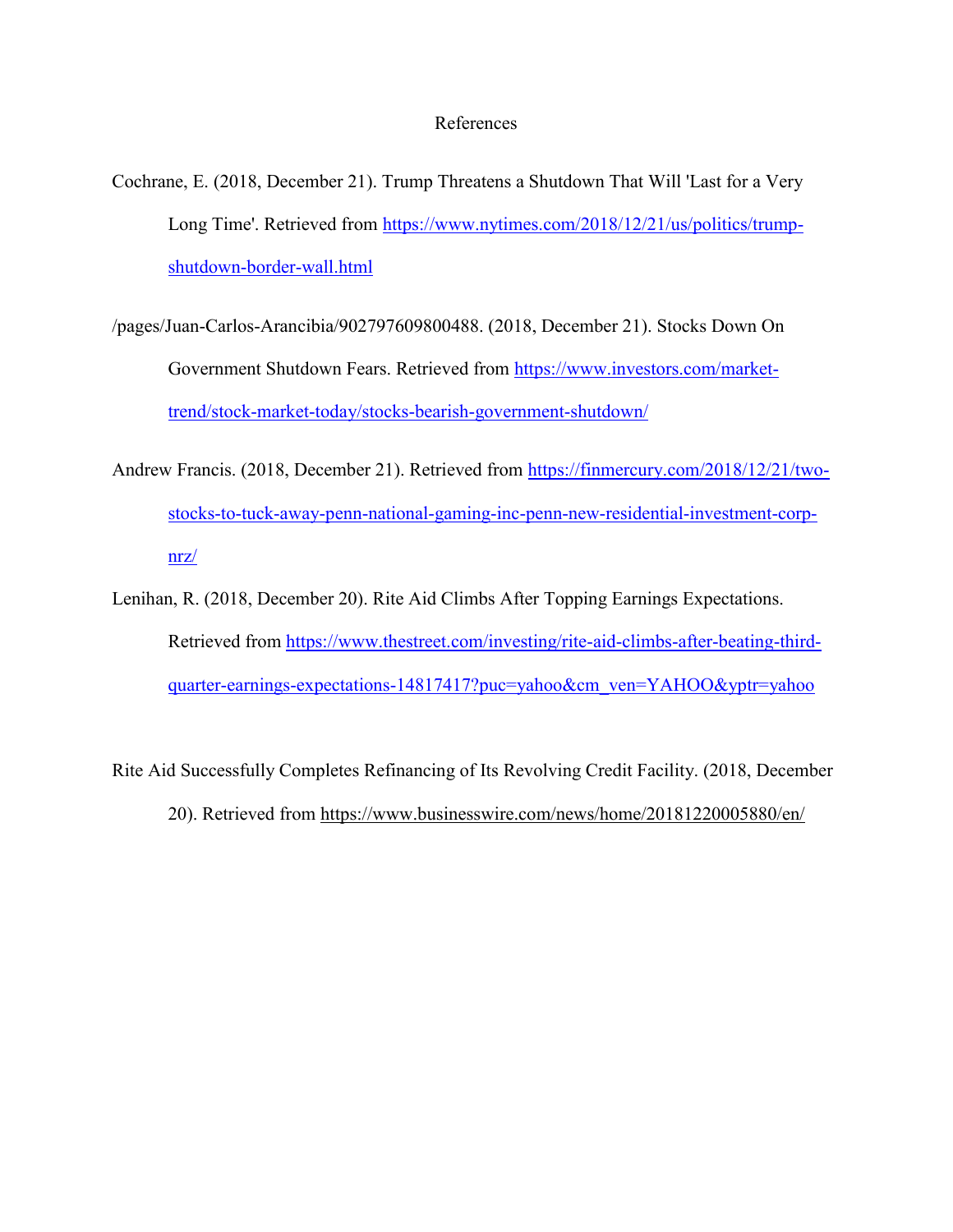# References

Cochrane, E. (2018, December 21). Trump Threatens a Shutdown That Will 'Last for a Very Long Time'. Retrieved from https://www.nytimes.com/2018/12/21/us/politics/trump-shutdown-border-wall.html

/pages/Juan-Carlos-Arancibia/902797609800488. (2018, December 21). Stocks Down On Government Shutdown Fears. Retrieved from https://www.investors.com/market-trend/stock-market-today/stocks-bearish-government-shutdown/

Andrew Francis. (2018, December 21). Retrieved from https://finmercury.com/2018/12/21/two-stocks-to-tuck-away-penn-national-gaming-inc-penn-new-residential-investment-corp-nrz/

Lenihan, R. (2018, December 20). Rite Aid Climbs After Topping Earnings Expectations. Retrieved from https://www.thestreet.com/investing/rite-aid-climbs-after-beating-third-quarter-earnings-expectations-14817417?puc=yahoo&cm_ven=YAHOO&yptr=yahoo

Rite Aid Successfully Completes Refinancing of Its Revolving Credit Facility. (2018, December 20). Retrieved from https://www.businesswire.com/news/home/20181220005880/en/